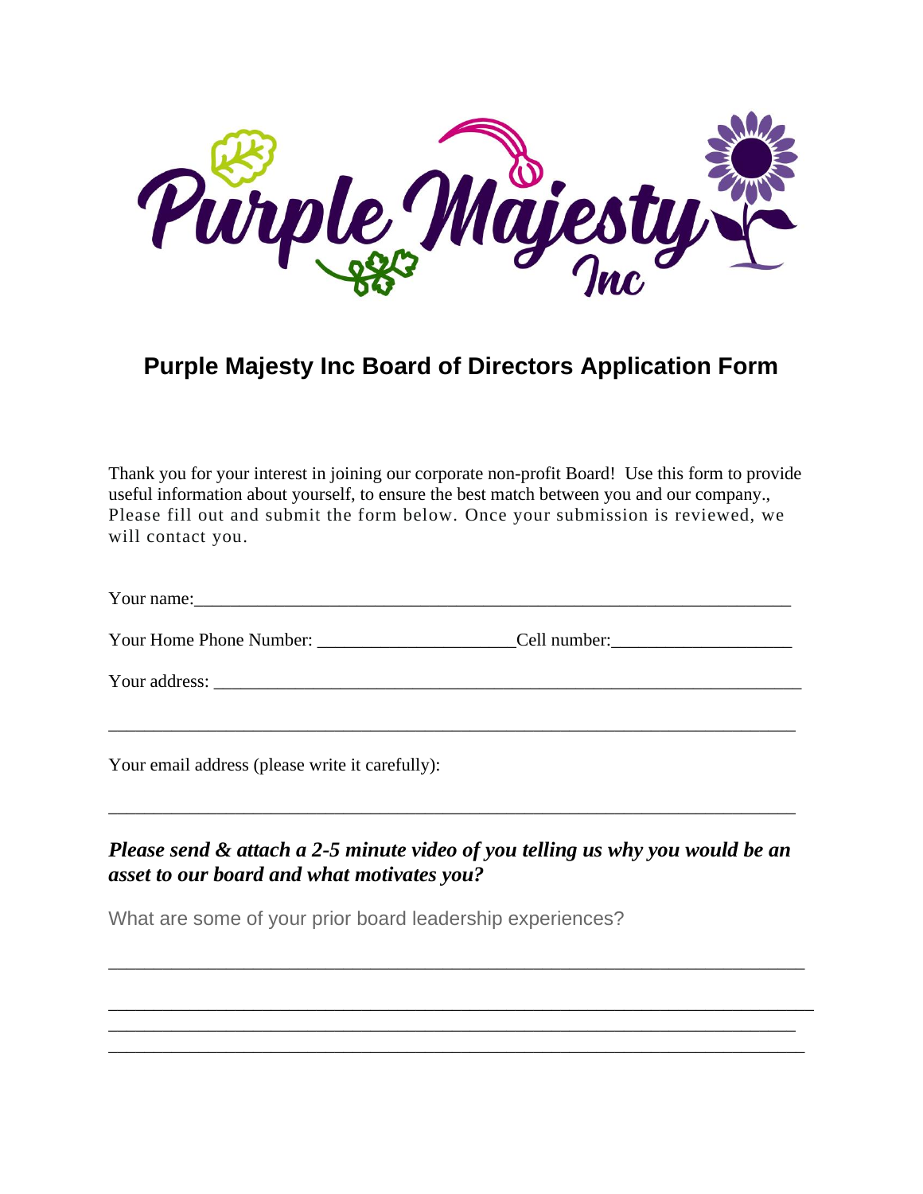# Purple Majesty Inc Board of Directors Application Form

Thank you for your interest in joining our corporate non-profit Board! Use this form to provide useful information about yourself, to ensure the best match between you and our company., Please fill out and submit the form below. Once your submission is reviewed, we will contact you.

Your name:___________________________________________________________________

Your Home Phone Number: ______________________Cell number:____________________

Your address: _________________________________________________________________

_____________________________________________________________________________

Your email address (please write it carefully):

_____________________________________________________________________________

***Please send & attach a 2-5 minute video of you telling us why you would be an asset to our board and what motivates you?***

What are some of your prior board leadership experiences?

_____________________________________________________________________________

_____________________________________________________________________________

_____________________________________________________________________________

_____________________________________________________________________________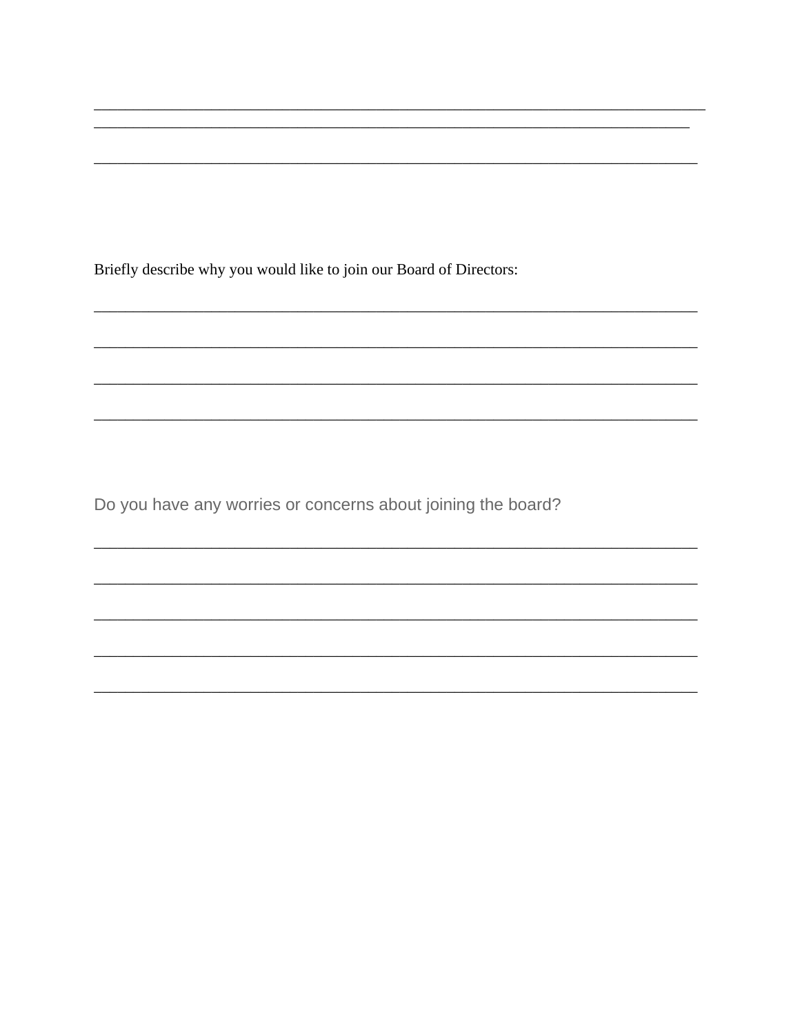\_\_\_\_\_\_\_\_\_\_\_\_\_\_\_\_\_\_\_\_\_\_\_\_\_\_\_\_\_\_\_\_\_\_\_\_\_\_\_\_\_\_\_\_\_\_\_\_\_\_\_\_\_\_\_\_\_\_\_\_\_\_\_\_\_\_\_\_\_\_\_\_\_\_\_\_
\_\_\_\_\_\_\_\_\_\_\_\_\_\_\_\_\_\_\_\_\_\_\_\_\_\_\_\_\_\_\_\_\_\_\_\_\_\_\_\_\_\_\_\_\_\_\_\_\_\_\_\_\_\_\_\_\_\_\_\_\_\_\_\_\_\_\_\_\_\_\_\_\_\_\_

\_\_\_\_\_\_\_\_\_\_\_\_\_\_\_\_\_\_\_\_\_\_\_\_\_\_\_\_\_\_\_\_\_\_\_\_\_\_\_\_\_\_\_\_\_\_\_\_\_\_\_\_\_\_\_\_\_\_\_\_\_\_\_\_\_\_\_\_\_\_\_\_\_\_\_

Briefly describe why you would like to join our Board of Directors:

\_\_\_\_\_\_\_\_\_\_\_\_\_\_\_\_\_\_\_\_\_\_\_\_\_\_\_\_\_\_\_\_\_\_\_\_\_\_\_\_\_\_\_\_\_\_\_\_\_\_\_\_\_\_\_\_\_\_\_\_\_\_\_\_\_\_\_\_\_\_\_\_\_\_\_

\_\_\_\_\_\_\_\_\_\_\_\_\_\_\_\_\_\_\_\_\_\_\_\_\_\_\_\_\_\_\_\_\_\_\_\_\_\_\_\_\_\_\_\_\_\_\_\_\_\_\_\_\_\_\_\_\_\_\_\_\_\_\_\_\_\_\_\_\_\_\_\_\_\_\_

\_\_\_\_\_\_\_\_\_\_\_\_\_\_\_\_\_\_\_\_\_\_\_\_\_\_\_\_\_\_\_\_\_\_\_\_\_\_\_\_\_\_\_\_\_\_\_\_\_\_\_\_\_\_\_\_\_\_\_\_\_\_\_\_\_\_\_\_\_\_\_\_\_\_\_

\_\_\_\_\_\_\_\_\_\_\_\_\_\_\_\_\_\_\_\_\_\_\_\_\_\_\_\_\_\_\_\_\_\_\_\_\_\_\_\_\_\_\_\_\_\_\_\_\_\_\_\_\_\_\_\_\_\_\_\_\_\_\_\_\_\_\_\_\_\_\_\_\_\_\_

Do you have any worries or concerns about joining the board?

\_\_\_\_\_\_\_\_\_\_\_\_\_\_\_\_\_\_\_\_\_\_\_\_\_\_\_\_\_\_\_\_\_\_\_\_\_\_\_\_\_\_\_\_\_\_\_\_\_\_\_\_\_\_\_\_\_\_\_\_\_\_\_\_\_\_\_\_\_\_\_\_\_\_\_

\_\_\_\_\_\_\_\_\_\_\_\_\_\_\_\_\_\_\_\_\_\_\_\_\_\_\_\_\_\_\_\_\_\_\_\_\_\_\_\_\_\_\_\_\_\_\_\_\_\_\_\_\_\_\_\_\_\_\_\_\_\_\_\_\_\_\_\_\_\_\_\_\_\_\_

\_\_\_\_\_\_\_\_\_\_\_\_\_\_\_\_\_\_\_\_\_\_\_\_\_\_\_\_\_\_\_\_\_\_\_\_\_\_\_\_\_\_\_\_\_\_\_\_\_\_\_\_\_\_\_\_\_\_\_\_\_\_\_\_\_\_\_\_\_\_\_\_\_\_\_

\_\_\_\_\_\_\_\_\_\_\_\_\_\_\_\_\_\_\_\_\_\_\_\_\_\_\_\_\_\_\_\_\_\_\_\_\_\_\_\_\_\_\_\_\_\_\_\_\_\_\_\_\_\_\_\_\_\_\_\_\_\_\_\_\_\_\_\_\_\_\_\_\_\_\_

\_\_\_\_\_\_\_\_\_\_\_\_\_\_\_\_\_\_\_\_\_\_\_\_\_\_\_\_\_\_\_\_\_\_\_\_\_\_\_\_\_\_\_\_\_\_\_\_\_\_\_\_\_\_\_\_\_\_\_\_\_\_\_\_\_\_\_\_\_\_\_\_\_\_\_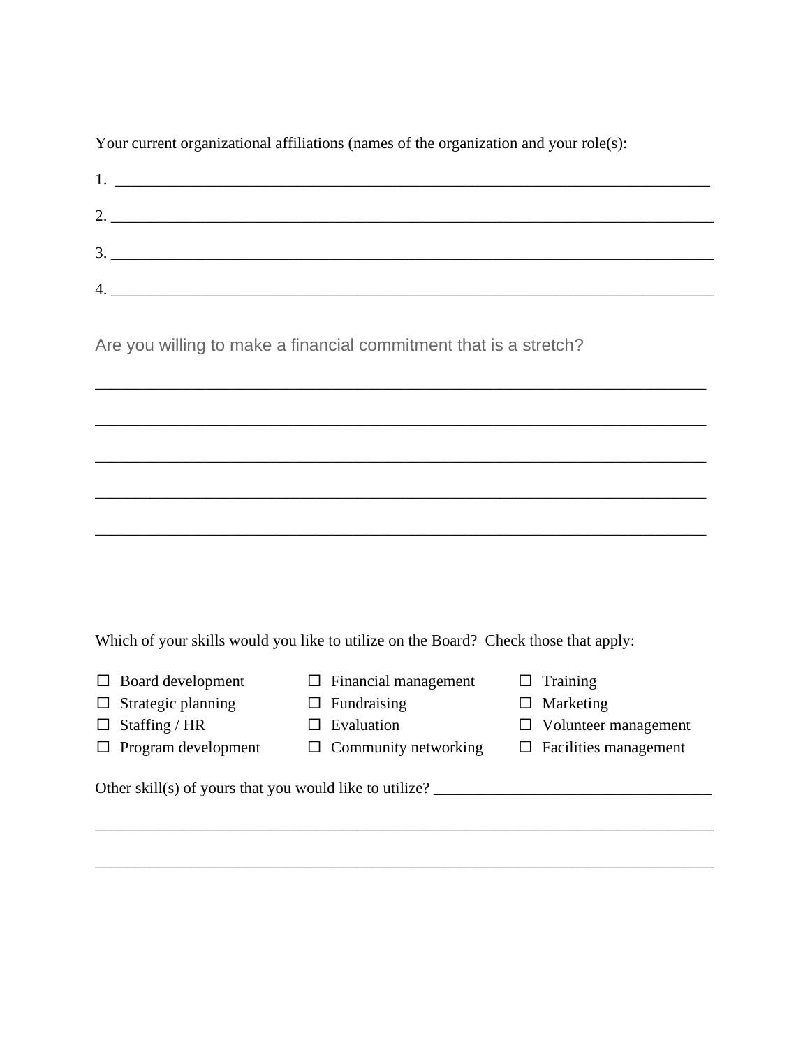Your current organizational affiliations (names of the organization and your role(s):

1. ___________________________________________________________________________

2. ___________________________________________________________________________

3. ___________________________________________________________________________

4. ___________________________________________________________________________

Are you willing to make a financial commitment that is a stretch?

___________________________________________________________________________

___________________________________________________________________________

___________________________________________________________________________

___________________________________________________________________________

___________________________________________________________________________

Which of your skills would you like to utilize on the Board? Check those that apply:

- ☐ Board development
- ☐ Strategic planning
- ☐ Staffing / HR
- ☐ Program development
- ☐ Financial management
- ☐ Fundraising
- ☐ Evaluation
- ☐ Community networking
- ☐ Training
- ☐ Marketing
- ☐ Volunteer management
- ☐ Facilities management

Other skill(s) of yours that you would like to utilize? ___________________________________

___________________________________________________________________________

___________________________________________________________________________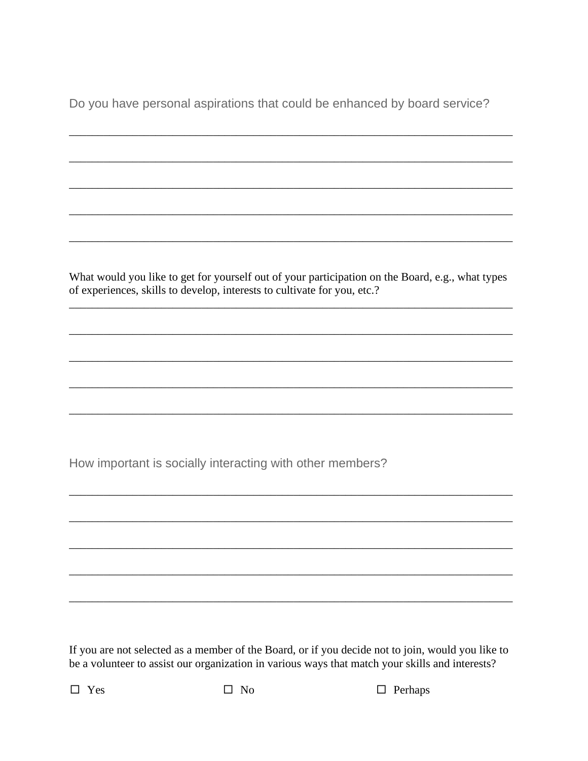Do you have personal aspirations that could be enhanced by board service?

______________________________________________________________________________

______________________________________________________________________________

______________________________________________________________________________

______________________________________________________________________________

______________________________________________________________________________

What would you like to get for yourself out of your participation on the Board, e.g., what types of experiences, skills to develop, interests to cultivate for you, etc.?

______________________________________________________________________________

______________________________________________________________________________

______________________________________________________________________________

______________________________________________________________________________

______________________________________________________________________________

How important is socially interacting with other members?

______________________________________________________________________________

______________________________________________________________________________

______________________________________________________________________________

______________________________________________________________________________

______________________________________________________________________________

If you are not selected as a member of the Board, or if you decide not to join, would you like to be a volunteer to assist our organization in various ways that match your skills and interests?

☐ Yes ☐ No ☐ Perhaps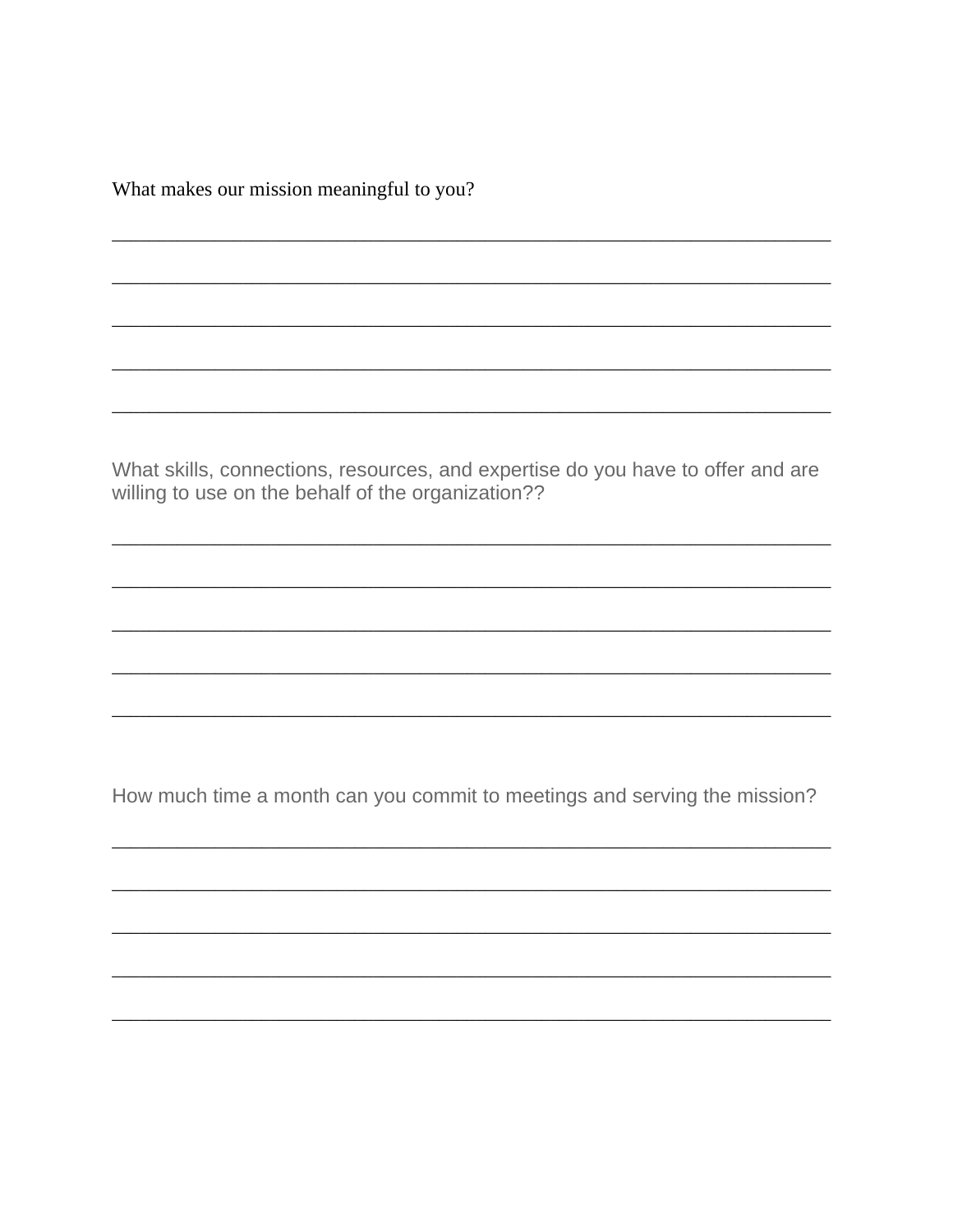What makes our mission meaningful to you?

____________________________________________________________________

____________________________________________________________________

____________________________________________________________________

____________________________________________________________________

____________________________________________________________________

What skills, connections, resources, and expertise do you have to offer and are willing to use on the behalf of the organization??

____________________________________________________________________

____________________________________________________________________

____________________________________________________________________

____________________________________________________________________

____________________________________________________________________

How much time a month can you commit to meetings and serving the mission?

____________________________________________________________________

____________________________________________________________________

____________________________________________________________________

____________________________________________________________________

____________________________________________________________________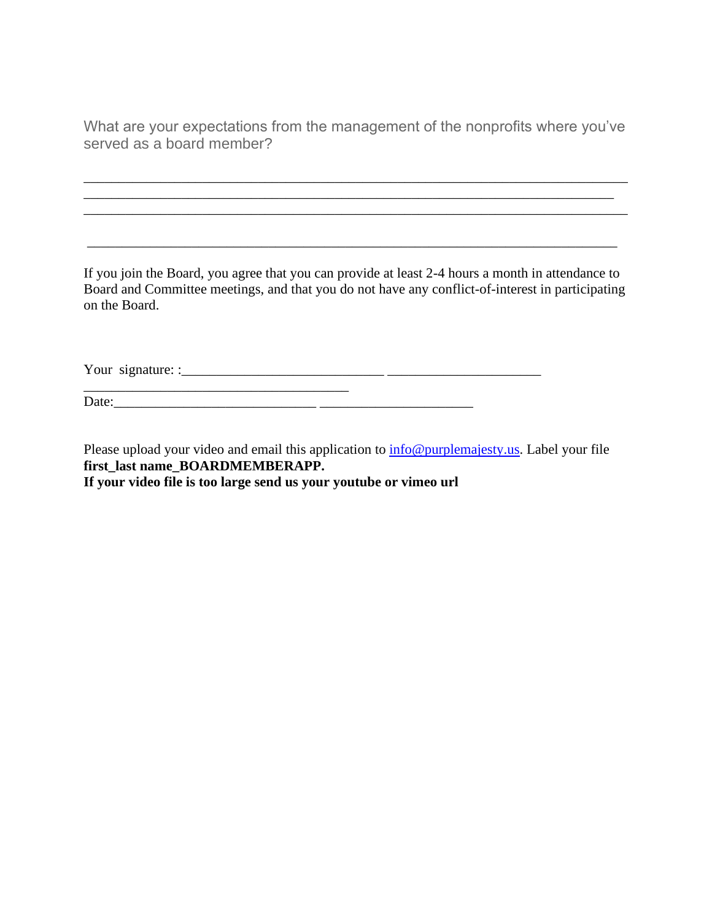What are your expectations from the management of the nonprofits where you've served as a board member?

_______________________________________________________________________________
_____________________________________________________________________________
_______________________________________________________________________________

_____________________________________________________________________________

If you join the Board, you agree that you can provide at least 2-4 hours a month in attendance to Board and Committee meetings, and that you do not have any conflict-of-interest in participating on the Board.

Your signature: :_____________________________ ______________________
______________________________________
Date:_____________________________ ______________________

Please upload your video and email this application to info@purplemajesty.us. Label your file **first_last name_BOARDMEMBERAPP.**
**If your video file is too large send us your youtube or vimeo url**